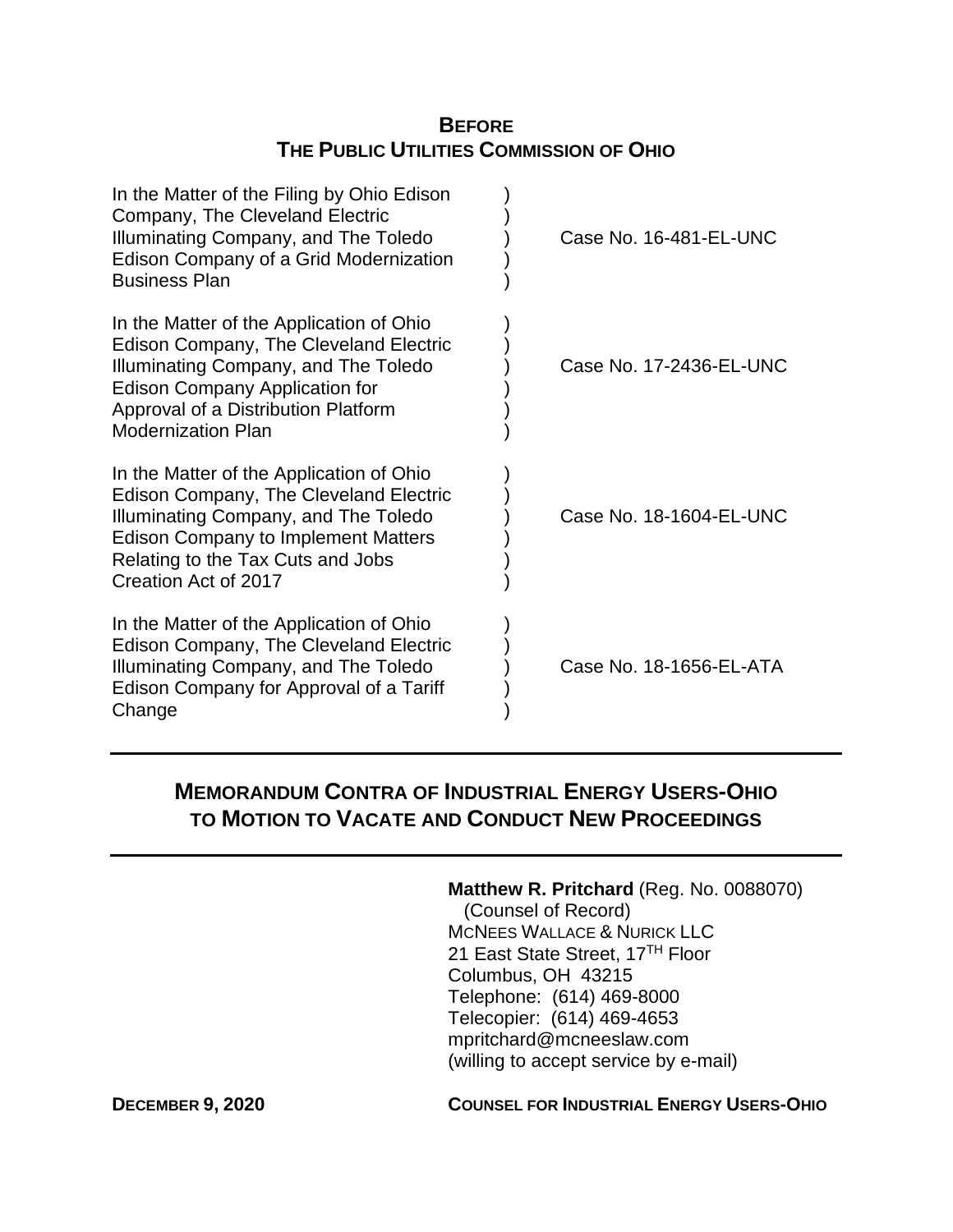**BEFORE**
**THE PUBLIC UTILITIES COMMISSION OF OHIO**

| | | |
|---|---|---|
| In the Matter of the Filing by Ohio Edison Company, The Cleveland Electric Illuminating Company, and The Toledo Edison Company of a Grid Modernization Business Plan | ) | Case No. 16-481-EL-UNC |
| In the Matter of the Application of Ohio Edison Company, The Cleveland Electric Illuminating Company, and The Toledo Edison Company Application for Approval of a Distribution Platform Modernization Plan | ) | Case No. 17-2436-EL-UNC |
| In the Matter of the Application of Ohio Edison Company, The Cleveland Electric Illuminating Company, and The Toledo Edison Company to Implement Matters Relating to the Tax Cuts and Jobs Creation Act of 2017 | ) | Case No. 18-1604-EL-UNC |
| In the Matter of the Application of Ohio Edison Company, The Cleveland Electric Illuminating Company, and The Toledo Edison Company for Approval of a Tariff Change | ) | Case No. 18-1656-EL-ATA |

---

# MEMORANDUM CONTRA OF INDUSTRIAL ENERGY USERS-OHIO TO MOTION TO VACATE AND CONDUCT NEW PROCEEDINGS

---

**Matthew R. Pritchard** (Reg. No. 0088070)
(Counsel of Record)
MCNEES WALLACE & NURICK LLC
21 East State Street, 17TH Floor
Columbus, OH 43215
Telephone: (614) 469-8000
Telecopier: (614) 469-4653
mpritchard@mcneeslaw.com
(willing to accept service by e-mail)

**DECEMBER 9, 2020** **COUNSEL FOR INDUSTRIAL ENERGY USERS-OHIO**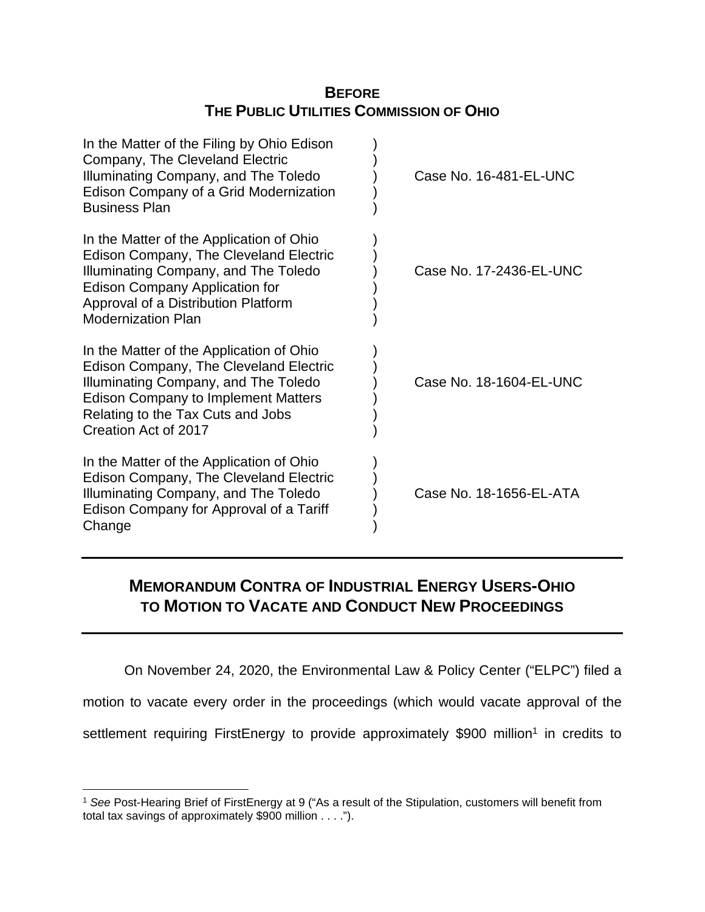**BEFORE**
**THE PUBLIC UTILITIES COMMISSION OF OHIO**

| | | |
|---|---|---|
| In the Matter of the Filing by Ohio Edison Company, The Cleveland Electric Illuminating Company, and The Toledo Edison Company of a Grid Modernization Business Plan | ) | Case No. 16-481-EL-UNC |
| In the Matter of the Application of Ohio Edison Company, The Cleveland Electric Illuminating Company, and The Toledo Edison Company Application for Approval of a Distribution Platform Modernization Plan | ) | Case No. 17-2436-EL-UNC |
| In the Matter of the Application of Ohio Edison Company, The Cleveland Electric Illuminating Company, and The Toledo Edison Company to Implement Matters Relating to the Tax Cuts and Jobs Creation Act of 2017 | ) | Case No. 18-1604-EL-UNC |
| In the Matter of the Application of Ohio Edison Company, The Cleveland Electric Illuminating Company, and The Toledo Edison Company for Approval of a Tariff Change | ) | Case No. 18-1656-EL-ATA |

---

# MEMORANDUM CONTRA OF INDUSTRIAL ENERGY USERS-OHIO TO MOTION TO VACATE AND CONDUCT NEW PROCEEDINGS

---

On November 24, 2020, the Environmental Law & Policy Center ("ELPC") filed a motion to vacate every order in the proceedings (which would vacate approval of the settlement requiring FirstEnergy to provide approximately $900 million[1] in credits to

---

[1] *See* Post-Hearing Brief of FirstEnergy at 9 ("As a result of the Stipulation, customers will benefit from total tax savings of approximately $900 million . . . .").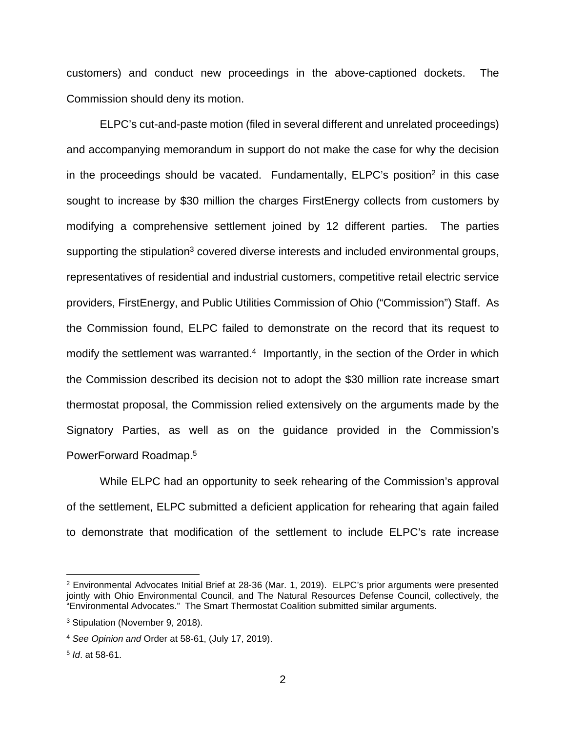customers) and conduct new proceedings in the above-captioned dockets. The Commission should deny its motion.

ELPC's cut-and-paste motion (filed in several different and unrelated proceedings) and accompanying memorandum in support do not make the case for why the decision in the proceedings should be vacated. Fundamentally, ELPC's position[2] in this case sought to increase by $30 million the charges FirstEnergy collects from customers by modifying a comprehensive settlement joined by 12 different parties. The parties supporting the stipulation[3] covered diverse interests and included environmental groups, representatives of residential and industrial customers, competitive retail electric service providers, FirstEnergy, and Public Utilities Commission of Ohio ("Commission") Staff. As the Commission found, ELPC failed to demonstrate on the record that its request to modify the settlement was warranted.[4] Importantly, in the section of the Order in which the Commission described its decision not to adopt the $30 million rate increase smart thermostat proposal, the Commission relied extensively on the arguments made by the Signatory Parties, as well as on the guidance provided in the Commission's PowerForward Roadmap.[5]

While ELPC had an opportunity to seek rehearing of the Commission's approval of the settlement, ELPC submitted a deficient application for rehearing that again failed to demonstrate that modification of the settlement to include ELPC's rate increase

---

[2] Environmental Advocates Initial Brief at 28-36 (Mar. 1, 2019). ELPC's prior arguments were presented jointly with Ohio Environmental Council, and The Natural Resources Defense Council, collectively, the "Environmental Advocates." The Smart Thermostat Coalition submitted similar arguments.

[3] Stipulation (November 9, 2018).

[4] *See Opinion and* Order at 58-61, (July 17, 2019).

[5] *Id*. at 58-61.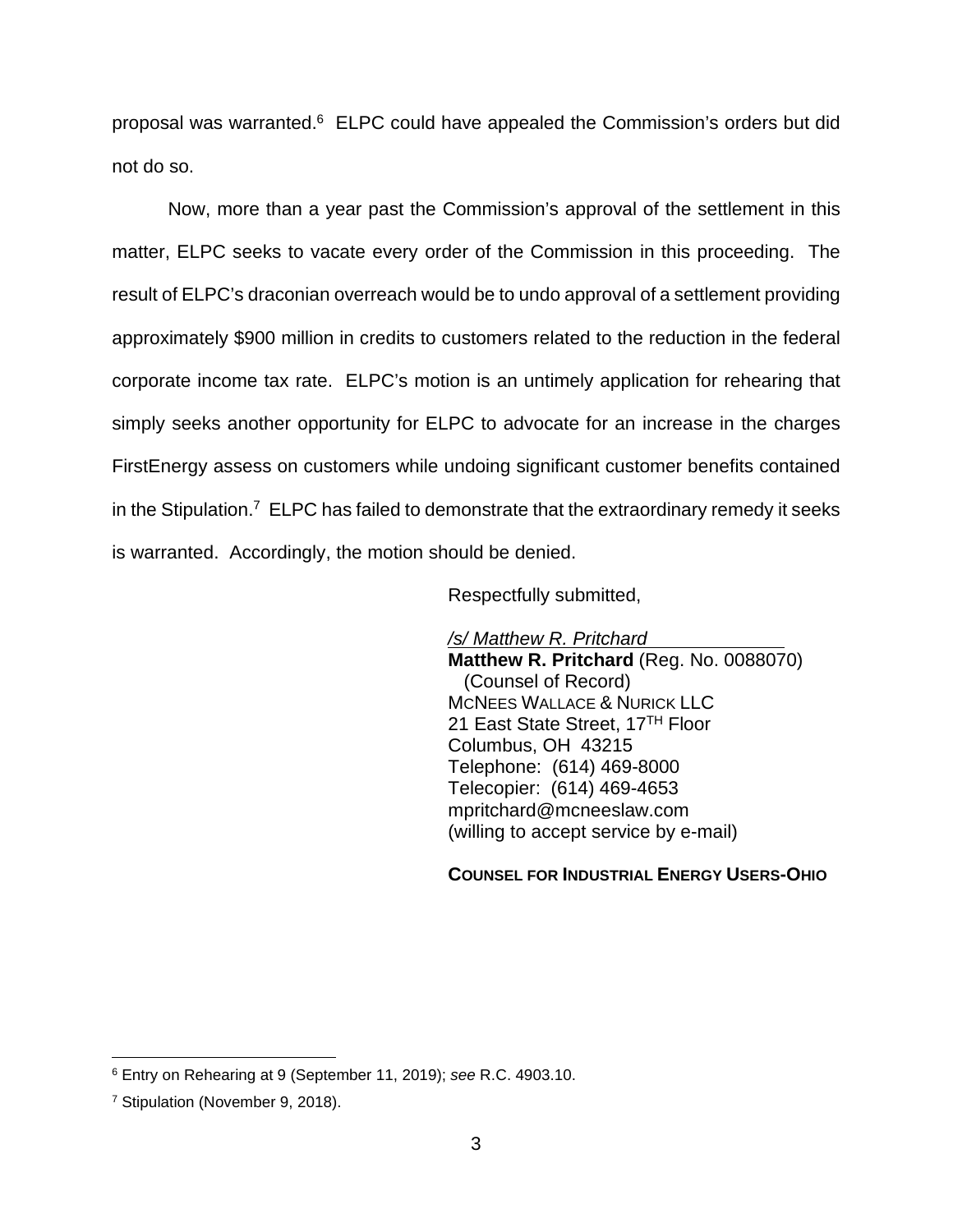proposal was warranted.[6] ELPC could have appealed the Commission's orders but did not do so.

Now, more than a year past the Commission's approval of the settlement in this matter, ELPC seeks to vacate every order of the Commission in this proceeding. The result of ELPC's draconian overreach would be to undo approval of a settlement providing approximately $900 million in credits to customers related to the reduction in the federal corporate income tax rate. ELPC's motion is an untimely application for rehearing that simply seeks another opportunity for ELPC to advocate for an increase in the charges FirstEnergy assess on customers while undoing significant customer benefits contained in the Stipulation.[7] ELPC has failed to demonstrate that the extraordinary remedy it seeks is warranted. Accordingly, the motion should be denied.

Respectfully submitted,

*/s/ Matthew R. Pritchard*
**Matthew R. Pritchard** (Reg. No. 0088070)
(Counsel of Record)
MCNEES WALLACE & NURICK LLC
21 East State Street, 17TH Floor
Columbus, OH 43215
Telephone: (614) 469-8000
Telecopier: (614) 469-4653
mpritchard@mcneeslaw.com
(willing to accept service by e-mail)

**COUNSEL FOR INDUSTRIAL ENERGY USERS-OHIO**

---

[6] Entry on Rehearing at 9 (September 11, 2019); *see* R.C. 4903.10.

[7] Stipulation (November 9, 2018).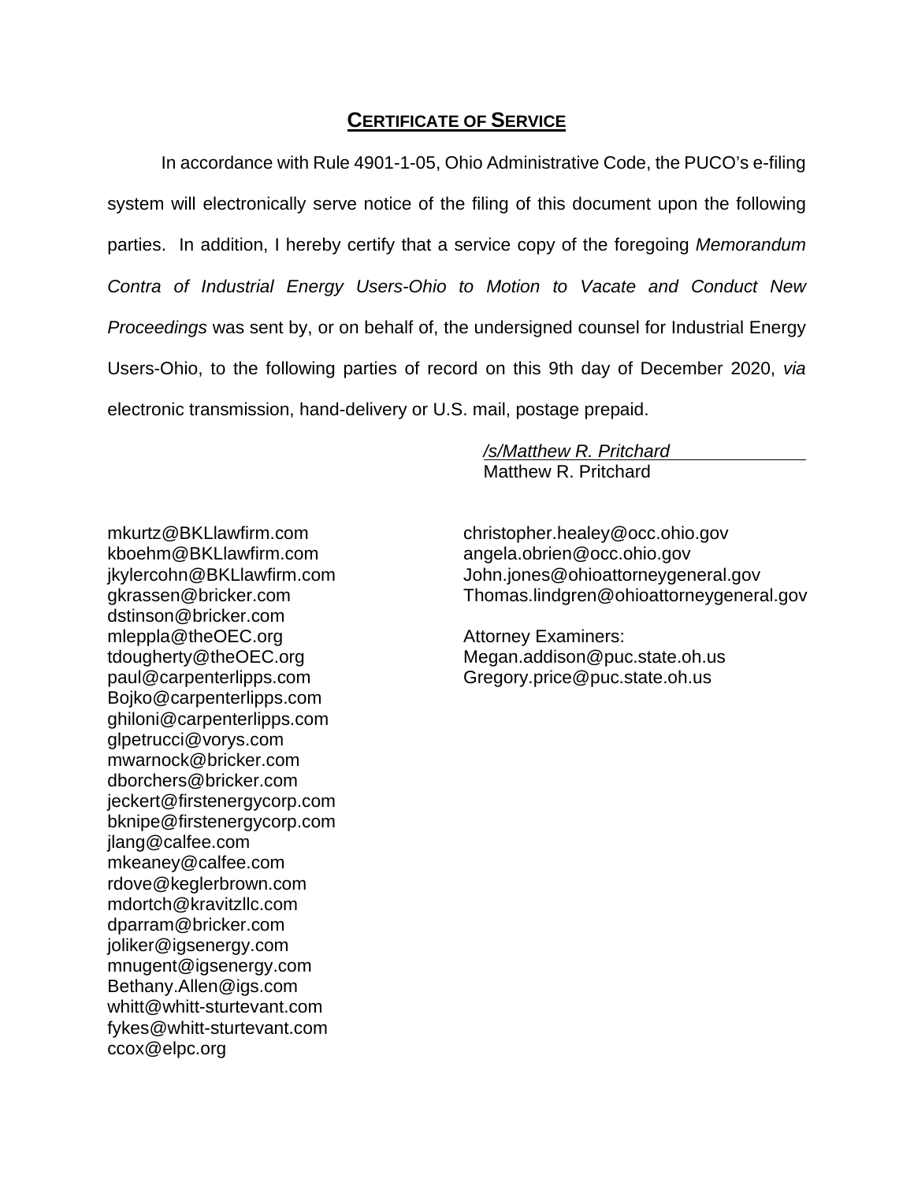## CERTIFICATE OF SERVICE

In accordance with Rule 4901-1-05, Ohio Administrative Code, the PUCO's e-filing system will electronically serve notice of the filing of this document upon the following parties. In addition, I hereby certify that a service copy of the foregoing *Memorandum Contra of Industrial Energy Users-Ohio to Motion to Vacate and Conduct New Proceedings* was sent by, or on behalf of, the undersigned counsel for Industrial Energy Users-Ohio, to the following parties of record on this 9th day of December 2020, *via* electronic transmission, hand-delivery or U.S. mail, postage prepaid.

*/s/Matthew R. Pritchard*
Matthew R. Pritchard

mkurtz@BKLlawfirm.com
kboehm@BKLlawfirm.com
jkylercohn@BKLlawfirm.com
gkrassen@bricker.com
dstinson@bricker.com
mleppla@theOEC.org
tdougherty@theOEC.org
paul@carpenterlipps.com
Bojko@carpenterlipps.com
ghiloni@carpenterlipps.com
glpetrucci@vorys.com
mwarnock@bricker.com
dborchers@bricker.com
jeckert@firstenergycorp.com
bknipe@firstenergycorp.com
jlang@calfee.com
mkeaney@calfee.com
rdove@keglerbrown.com
mdortch@kravitzllc.com
dparram@bricker.com
joliker@igsenergy.com
mnugent@igsenergy.com
Bethany.Allen@igs.com
whitt@whitt-sturtevant.com
fykes@whitt-sturtevant.com
ccox@elpc.org

christopher.healey@occ.ohio.gov
angela.obrien@occ.ohio.gov
John.jones@ohioattorneygeneral.gov
Thomas.lindgren@ohioattorneygeneral.gov

Attorney Examiners:
Megan.addison@puc.state.oh.us
Gregory.price@puc.state.oh.us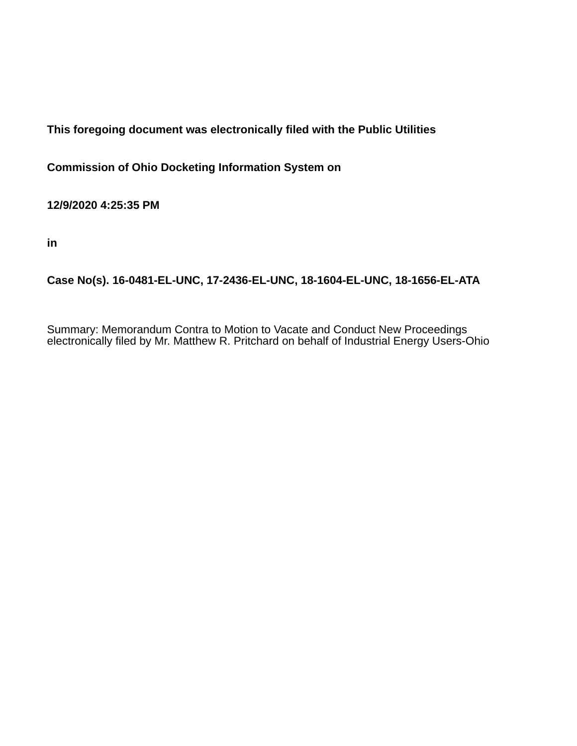**This foregoing document was electronically filed with the Public Utilities**

**Commission of Ohio Docketing Information System on**

**12/9/2020 4:25:35 PM**

**in**

**Case No(s). 16-0481-EL-UNC, 17-2436-EL-UNC, 18-1604-EL-UNC, 18-1656-EL-ATA**

Summary: Memorandum Contra to Motion to Vacate and Conduct New Proceedings electronically filed by Mr. Matthew R. Pritchard on behalf of Industrial Energy Users-Ohio